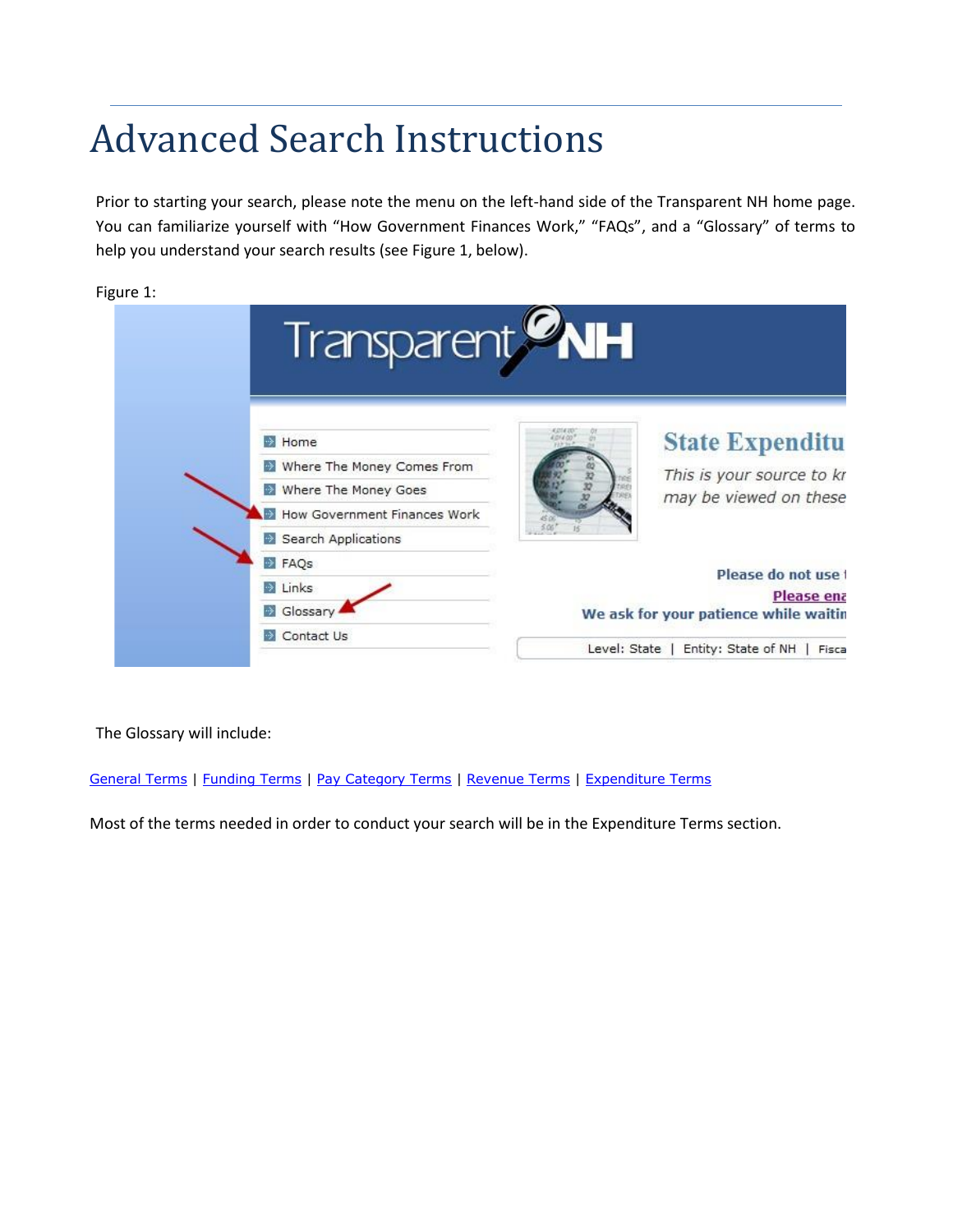# Advanced Search Instructions

Prior to starting your search, please note the menu on the left-hand side of the Transparent NH home page. You can familiarize yourself with "How Government Finances Work," "FAQs", and a "Glossary" of terms to help you understand your search results (see Figure 1, below).

Figure 1:

The Glossary will include:

General Terms | Funding Terms | Pay Category Terms | Revenue Terms | Expenditure Terms

Most of the terms needed in order to conduct your search will be in the Expenditure Terms section.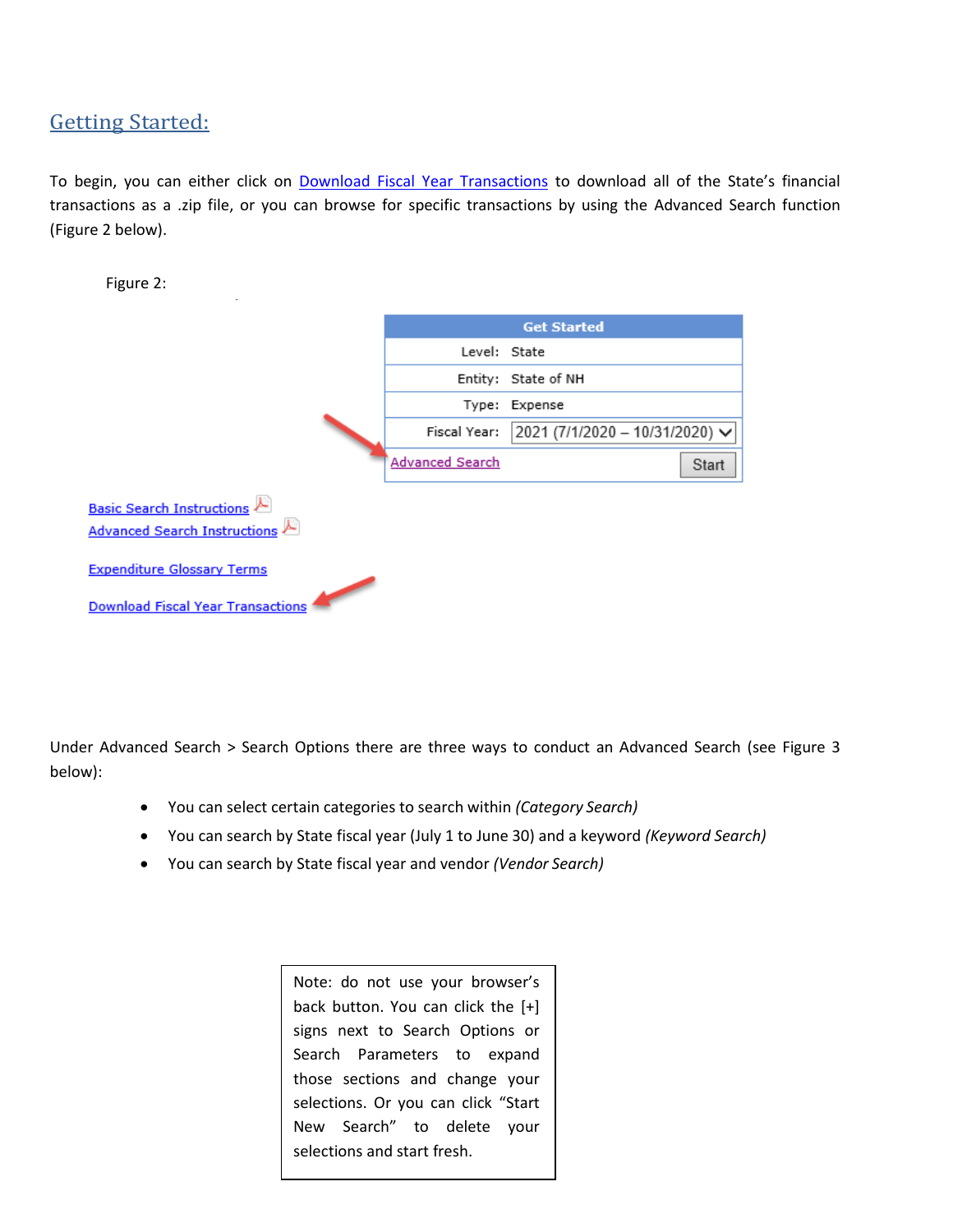## Getting Started:

To begin, you can either click on Download Fiscal Year Transactions to download all of the State's financial transactions as a .zip file, or you can browse for specific transactions by using the Advanced Search function (Figure 2 below).

Figure 2:

| Get Started | |
|---|---|
| Level: | State |
| Entity: | State of NH |
| Type: | Expense |
| Fiscal Year: | 2021 (7/1/2020 – 10/31/2020) |
| Advanced Search | Start |

Basic Search Instructions

Advanced Search Instructions

Expenditure Glossary Terms

Download Fiscal Year Transactions

Under Advanced Search > Search Options there are three ways to conduct an Advanced Search (see Figure 3 below):

- You can select certain categories to search within *(Category Search)*
- You can search by State fiscal year (July 1 to June 30) and a keyword *(Keyword Search)*
- You can search by State fiscal year and vendor *(Vendor Search)*

Note: do not use your browser's back button. You can click the [+] signs next to Search Options or Search Parameters to expand those sections and change your selections. Or you can click "Start New Search" to delete your selections and start fresh.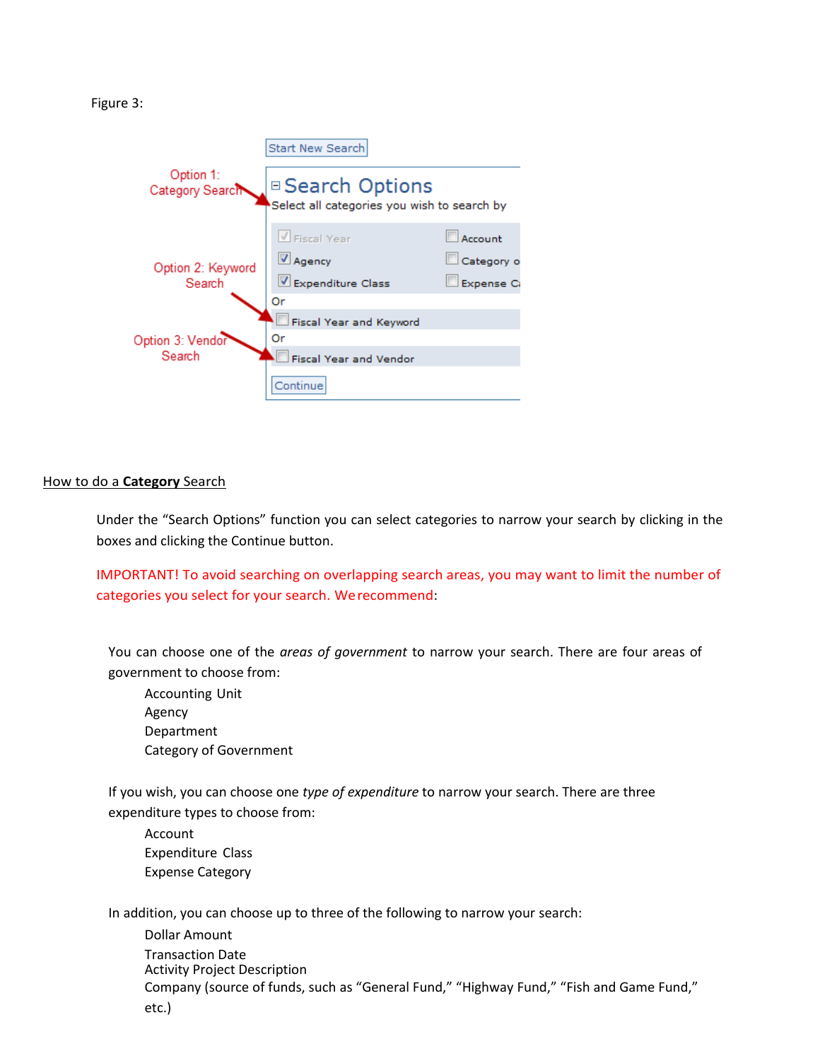Figure 3:

Option 1: Category Search

Option 2: Keyword Search

Option 3: Vendor Search

Start New Search

Search Options

Select all categories you wish to search by

Fiscal Year | Account
Agency | Category o
Expenditure Class | Expense C

Or

Fiscal Year and Keyword

Or

Fiscal Year and Vendor

Continue

## How to do a **Category** Search

Under the "Search Options" function you can select categories to narrow your search by clicking in the boxes and clicking the Continue button.

IMPORTANT! To avoid searching on overlapping search areas, you may want to limit the number of categories you select for your search. We recommend:

You can choose one of the *areas of government* to narrow your search. There are four areas of government to choose from:

- Accounting Unit
- Agency
- Department
- Category of Government

If you wish, you can choose one *type of expenditure* to narrow your search. There are three expenditure types to choose from:

- Account
- Expenditure Class
- Expense Category

In addition, you can choose up to three of the following to narrow your search:

- Dollar Amount
- Transaction Date
- Activity Project Description
- Company (source of funds, such as "General Fund," "Highway Fund," "Fish and Game Fund," etc.)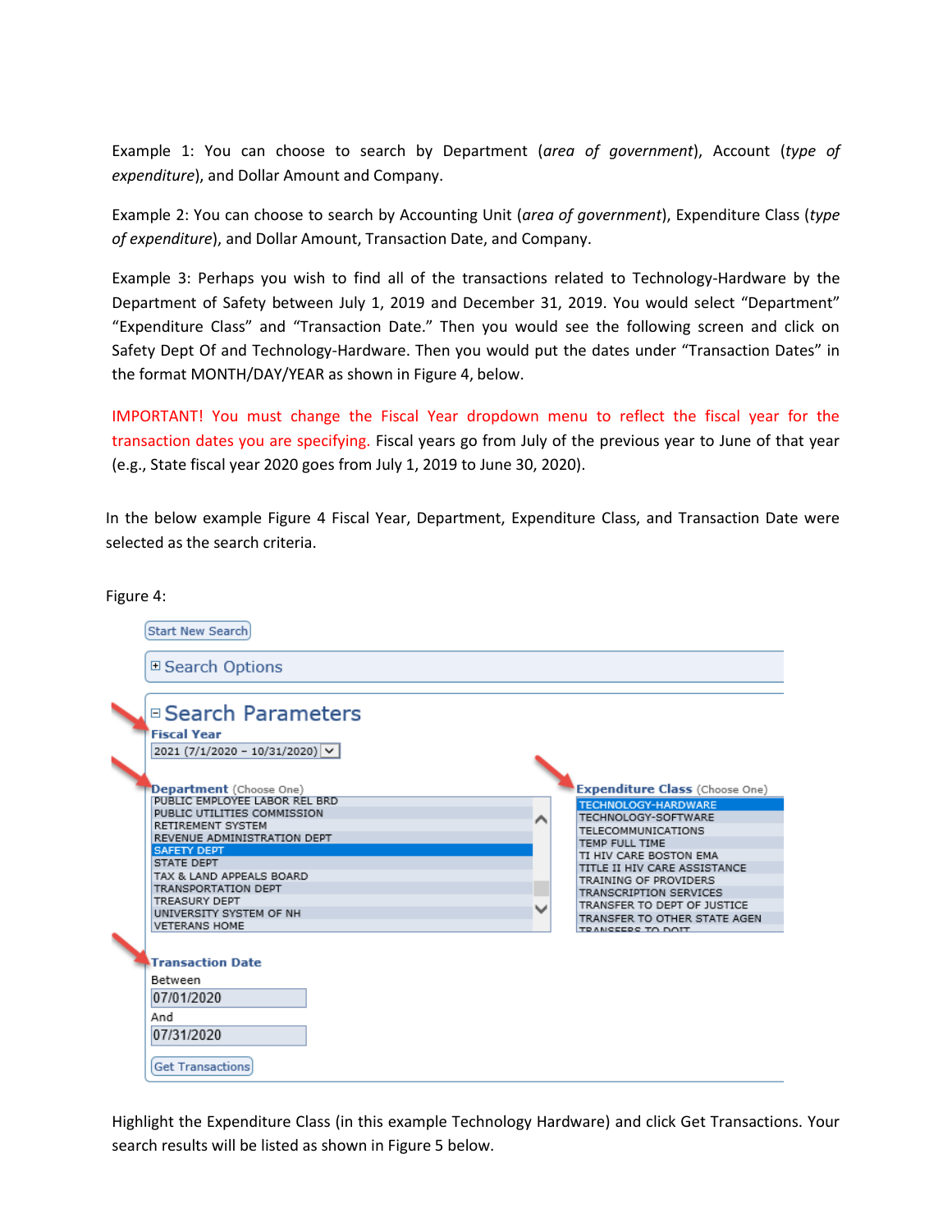Example 1: You can choose to search by Department (*area of government*), Account (*type of expenditure*), and Dollar Amount and Company.

Example 2: You can choose to search by Accounting Unit (*area of government*), Expenditure Class (*type of expenditure*), and Dollar Amount, Transaction Date, and Company.

Example 3: Perhaps you wish to find all of the transactions related to Technology-Hardware by the Department of Safety between July 1, 2019 and December 31, 2019. You would select "Department" "Expenditure Class" and "Transaction Date." Then you would see the following screen and click on Safety Dept Of and Technology-Hardware. Then you would put the dates under "Transaction Dates" in the format MONTH/DAY/YEAR as shown in Figure 4, below.

IMPORTANT! You must change the Fiscal Year dropdown menu to reflect the fiscal year for the transaction dates you are specifying. Fiscal years go from July of the previous year to June of that year (e.g., State fiscal year 2020 goes from July 1, 2019 to June 30, 2020).

In the below example Figure 4 Fiscal Year, Department, Expenditure Class, and Transaction Date were selected as the search criteria.

Figure 4:

Start New Search

⊞ Search Options

⊟ Search Parameters

**Fiscal Year**
2021 (7/1/2020 – 10/31/2020)

**Department** (Choose One)
PUBLIC EMPLOYEE LABOR REL BRD
PUBLIC UTILITIES COMMISSION
RETIREMENT SYSTEM
REVENUE ADMINISTRATION DEPT
SAFETY DEPT
STATE DEPT
TAX & LAND APPEALS BOARD
TRANSPORTATION DEPT
TREASURY DEPT
UNIVERSITY SYSTEM OF NH
VETERANS HOME

**Expenditure Class** (Choose One)
TECHNOLOGY-HARDWARE
TECHNOLOGY-SOFTWARE
TELECOMMUNICATIONS
TEMP FULL TIME
TI HIV CARE BOSTON EMA
TITLE II HIV CARE ASSISTANCE
TRAINING OF PROVIDERS
TRANSCRIPTION SERVICES
TRANSFER TO DEPT OF JUSTICE
TRANSFER TO OTHER STATE AGEN
TRANSFERS TO DOIT

**Transaction Date**
Between
07/01/2020
And
07/31/2020

Get Transactions

Highlight the Expenditure Class (in this example Technology Hardware) and click Get Transactions. Your search results will be listed as shown in Figure 5 below.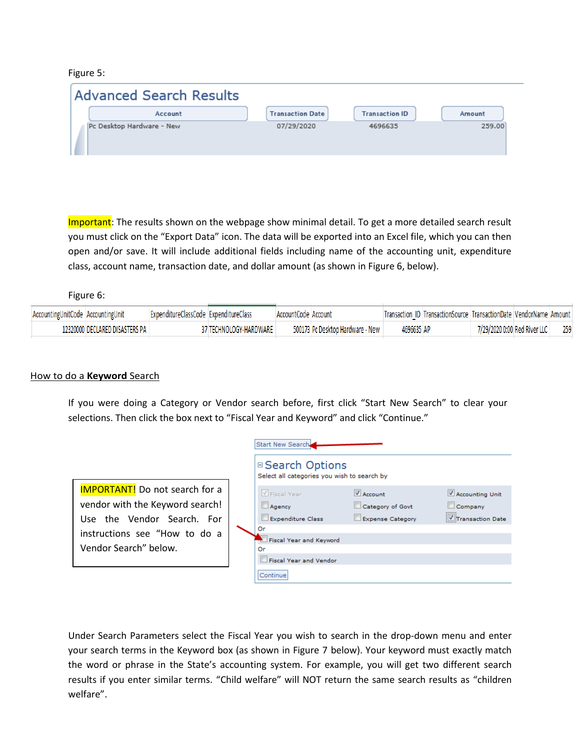Figure 5:

**Advanced Search Results**

| Account | Transaction Date | Transaction ID | Amount |
|---|---|---|---|
| Pc Desktop Hardware - New | 07/29/2020 | 4696635 | 259.00 |

Important: The results shown on the webpage show minimal detail. To get a more detailed search result you must click on the "Export Data" icon. The data will be exported into an Excel file, which you can then open and/or save. It will include additional fields including name of the accounting unit, expenditure class, account name, transaction date, and dollar amount (as shown in Figure 6, below).

Figure 6:

| AccountingUnitCode | AccountingUnit | ExpenditureClassCode | ExpenditureClass | AccountCode | Account | Transaction_ID | TransactionSource | TransactionDate | VendorName | Amount |
|---|---|---|---|---|---|---|---|---|---|---|
| 12320000 | DECLARED DISASTERS PA | 37 | TECHNOLOGY-HARDWARE | 500173 | Pc Desktop Hardware - New | 4696635 | AP | 7/29/2020 0:00 | Red River LLC | 259 |

## How to do a **Keyword** Search

If you were doing a Category or Vendor search before, first click "Start New Search" to clear your selections. Then click the box next to "Fiscal Year and Keyword" and click "Continue."

IMPORTANT! Do not search for a vendor with the Keyword search! Use the Vendor Search. For instructions see "How to do a Vendor Search" below.

Start New Search

**Search Options**

Select all categories you wish to search by

- [x] Fiscal Year
- [x] Account
- [x] Accounting Unit
- [ ] Agency
- [ ] Category of Govt
- [ ] Company
- [ ] Expenditure Class
- [ ] Expense Category
- [x] Transaction Date

Or

- [ ] Fiscal Year and Keyword

Or

- [ ] Fiscal Year and Vendor

Continue

Under Search Parameters select the Fiscal Year you wish to search in the drop-down menu and enter your search terms in the Keyword box (as shown in Figure 7 below). Your keyword must exactly match the word or phrase in the State's accounting system. For example, you will get two different search results if you enter similar terms. "Child welfare" will NOT return the same search results as "children welfare".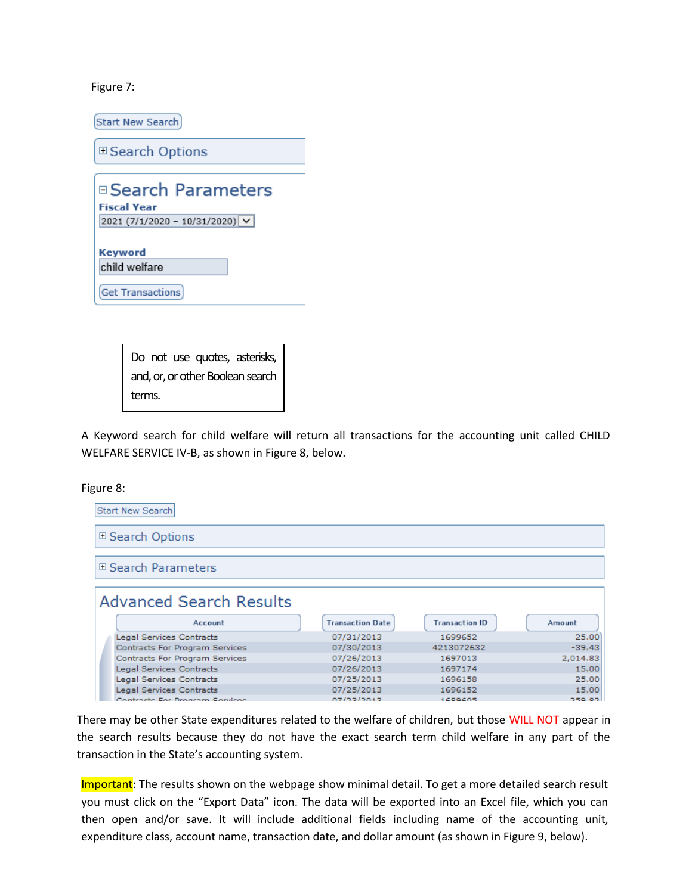Figure 7:

Start New Search

⊞ Search Options

⊟ Search Parameters

**Fiscal Year**

2021 (7/1/2020 – 10/31/2020)

**Keyword**

child welfare

Get Transactions

> Do not use quotes, asterisks, and, or, or other Boolean search terms.

A Keyword search for child welfare will return all transactions for the accounting unit called CHILD WELFARE SERVICE IV-B, as shown in Figure 8, below.

Figure 8:

Start New Search

⊞ Search Options

⊞ Search Parameters

**Advanced Search Results**

| Account | Transaction Date | Transaction ID | Amount |
|---|---|---|---|
| Legal Services Contracts | 07/31/2013 | 1699652 | 25.00 |
| Contracts For Program Services | 07/30/2013 | 4213072632 | -39.43 |
| Contracts For Program Services | 07/26/2013 | 1697013 | 2,014.83 |
| Legal Services Contracts | 07/26/2013 | 1697174 | 15.00 |
| Legal Services Contracts | 07/25/2013 | 1696158 | 25.00 |
| Legal Services Contracts | 07/25/2013 | 1696152 | 15.00 |

There may be other State expenditures related to the welfare of children, but those WILL NOT appear in the search results because they do not have the exact search term child welfare in any part of the transaction in the State's accounting system.

Important: The results shown on the webpage show minimal detail. To get a more detailed search result you must click on the "Export Data" icon. The data will be exported into an Excel file, which you can then open and/or save. It will include additional fields including name of the accounting unit, expenditure class, account name, transaction date, and dollar amount (as shown in Figure 9, below).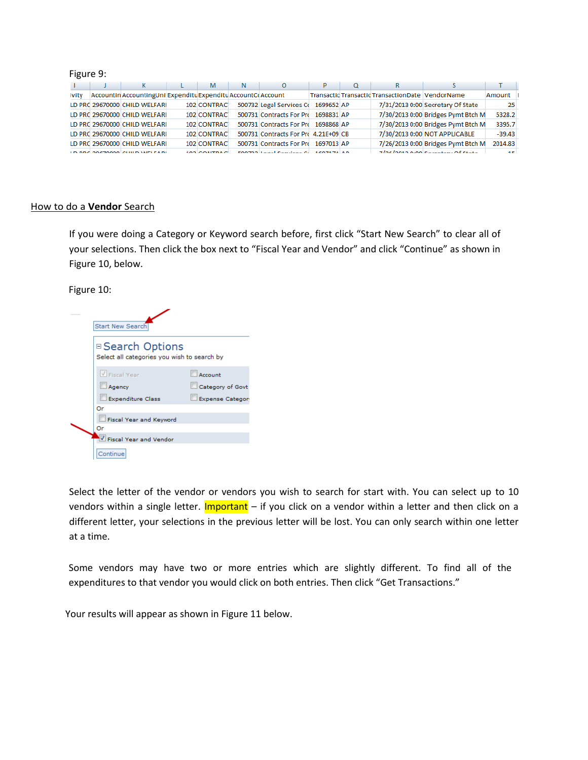Figure 9:

| I | J | K | L | M | N | O | P | Q | R | S | T |
|---|---|---|---|---|---|---|---|---|---|---|---|
| ivity | Accountin | AccountingUni | Expenditu | Expenditu | AccountCo | Account | Transactic | Transactic | TransactionDate | VendorName | Amount |
| LD PRC | 29670000 | CHILD WELFARI | 102 | CONTRAC | 500732 | Legal Services Co | 1699652 | AP | 7/31/2013 0:00 | Secretary Of State | 25 |
| LD PRC | 29670000 | CHILD WELFARI | 102 | CONTRAC | 500731 | Contracts For Pro | 1698831 | AP | 7/30/2013 0:00 | Bridges Pymt Btch M | 5328.2 |
| LD PRC | 29670000 | CHILD WELFARI | 102 | CONTRAC | 500731 | Contracts For Pro | 1698868 | AP | 7/30/2013 0:00 | Bridges Pymt Btch M | 3395.7 |
| LD PRC | 29670000 | CHILD WELFARI | 102 | CONTRAC | 500731 | Contracts For Pro | 4.21E+09 | CB | 7/30/2013 0:00 | NOT APPLICABLE | -39.43 |
| LD PRC | 29670000 | CHILD WELFARI | 102 | CONTRAC | 500731 | Contracts For Pro | 1697013 | AP | 7/26/2013 0:00 | Bridges Pymt Btch M | 2014.83 |

## How to do a **Vendor** Search

If you were doing a Category or Keyword search before, first click "Start New Search" to clear all of your selections. Then click the box next to "Fiscal Year and Vendor" and click "Continue" as shown in Figure 10, below.

Figure 10:

Start New Search

**Search Options**

Select all categories you wish to search by

- [x] Fiscal Year
- [ ] Account
- [ ] Agency
- [ ] Category of Govt
- [ ] Expenditure Class
- [ ] Expense Category

Or

- [ ] Fiscal Year and Keyword

Or

- [x] Fiscal Year and Vendor

Continue

Select the letter of the vendor or vendors you wish to search for start with. You can select up to 10 vendors within a single letter. Important – if you click on a vendor within a letter and then click on a different letter, your selections in the previous letter will be lost. You can only search within one letter at a time.

Some vendors may have two or more entries which are slightly different. To find all of the expenditures to that vendor you would click on both entries. Then click "Get Transactions."

Your results will appear as shown in Figure 11 below.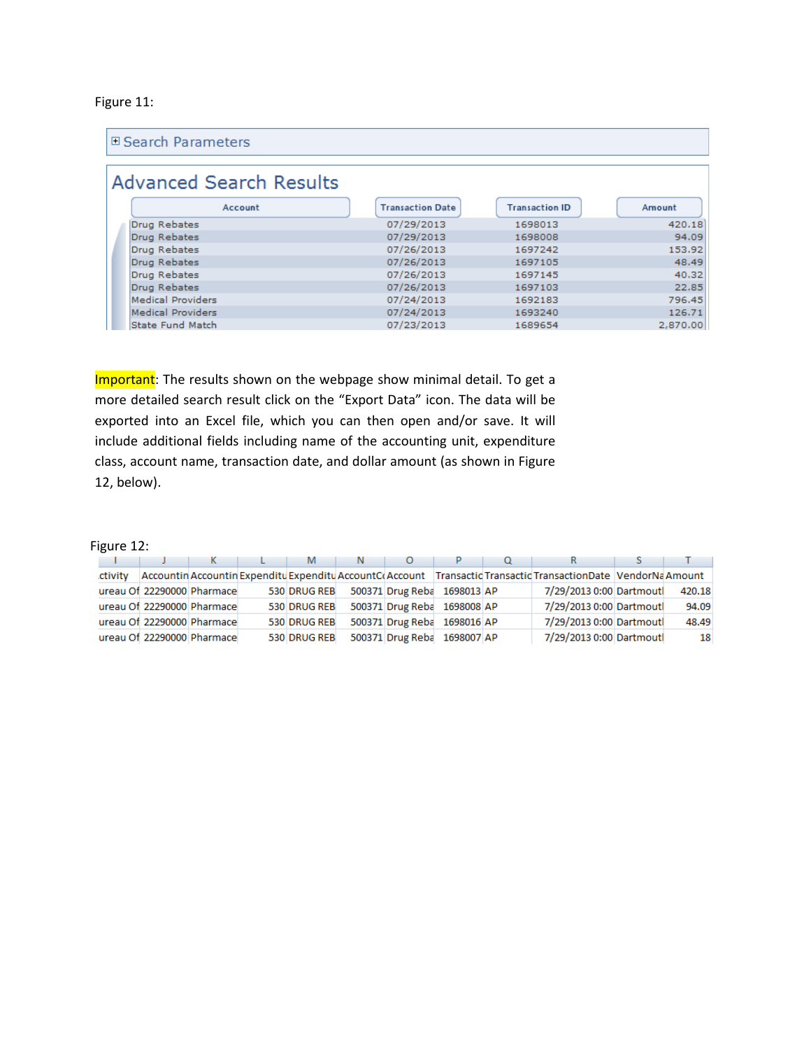Figure 11:

⊞ Search Parameters

Advanced Search Results

| Account | Transaction Date | Transaction ID | Amount |
|---|---|---|---|
| Drug Rebates | 07/29/2013 | 1698013 | 420.18 |
| Drug Rebates | 07/29/2013 | 1698008 | 94.09 |
| Drug Rebates | 07/26/2013 | 1697242 | 153.92 |
| Drug Rebates | 07/26/2013 | 1697105 | 48.49 |
| Drug Rebates | 07/26/2013 | 1697145 | 40.32 |
| Drug Rebates | 07/26/2013 | 1697103 | 22.85 |
| Medical Providers | 07/24/2013 | 1692183 | 796.45 |
| Medical Providers | 07/24/2013 | 1693240 | 126.71 |
| State Fund Match | 07/23/2013 | 1689654 | 2,870.00 |

Important: The results shown on the webpage show minimal detail. To get a more detailed search result click on the "Export Data" icon. The data will be exported into an Excel file, which you can then open and/or save. It will include additional fields including name of the accounting unit, expenditure class, account name, transaction date, and dollar amount (as shown in Figure 12, below).

Figure 12:

| I | J | K | L | M | N | O | P | Q | R | S | T |
|---|---|---|---|---|---|---|---|---|---|---|---|
| ctivity | Accountin | Accountin | Expenditu | Expenditu | AccountC | Account | Transactic | Transactic | TransactionDate | VendorNa | Amount |
| ureau Of | 22290000 | Pharmace | 530 | DRUG REB | 500371 | Drug Reba | 1698013 | AP | 7/29/2013 0:00 | Dartmoutl | 420.18 |
| ureau Of | 22290000 | Pharmace | 530 | DRUG REB | 500371 | Drug Reba | 1698008 | AP | 7/29/2013 0:00 | Dartmoutl | 94.09 |
| ureau Of | 22290000 | Pharmace | 530 | DRUG REB | 500371 | Drug Reba | 1698016 | AP | 7/29/2013 0:00 | Dartmoutl | 48.49 |
| ureau Of | 22290000 | Pharmace | 530 | DRUG REB | 500371 | Drug Reba | 1698007 | AP | 7/29/2013 0:00 | Dartmoutl | 18 |